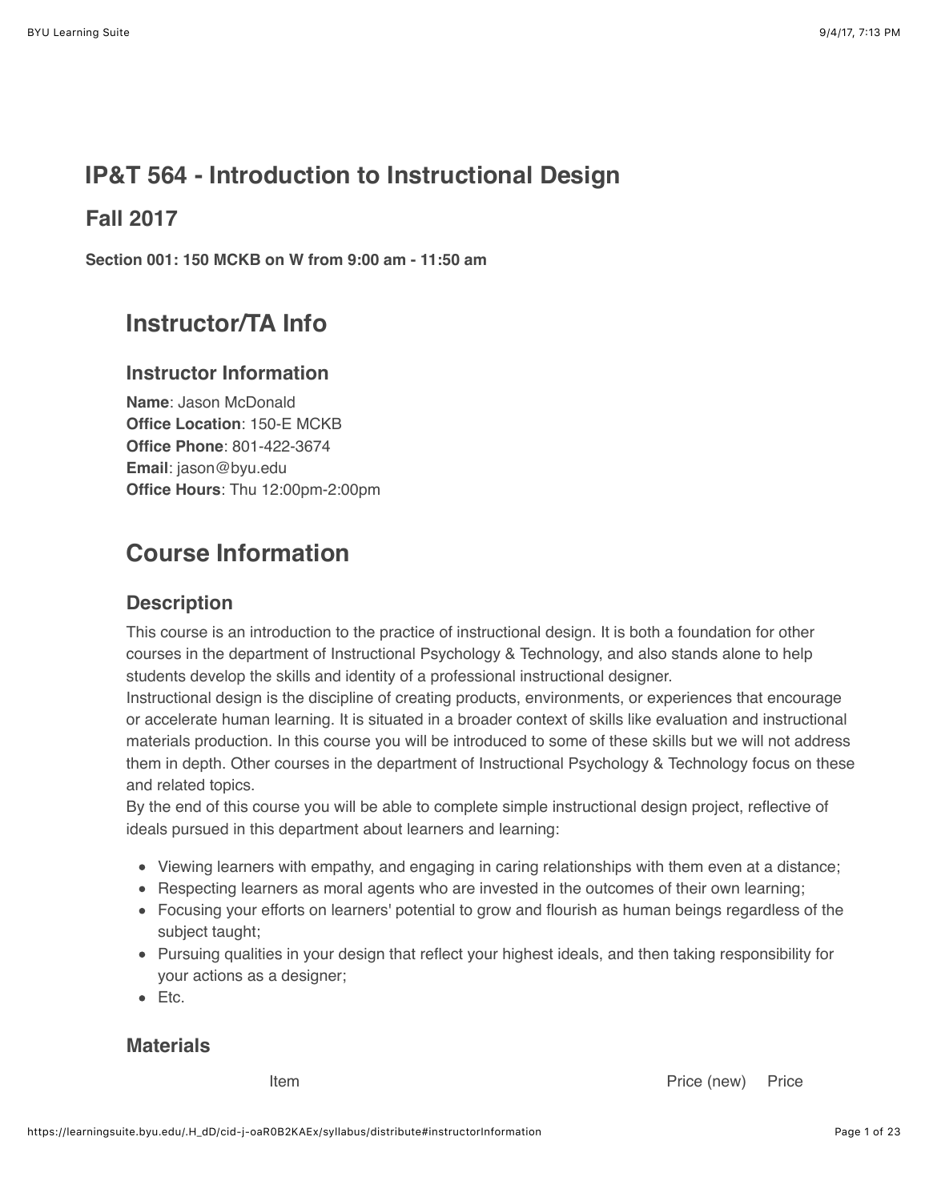# IP&T 564 - Introduction to Instructional Design

## Fall 2017

**Section 001: 150 MCKB on W from 9:00 am - 11:50 am**

## Instructor/TA Info

### Instructor Information

**Name**: Jason McDonald
**Office Location**: 150-E MCKB
**Office Phone**: 801-422-3674
**Email**: jason@byu.edu
**Office Hours**: Thu 12:00pm-2:00pm

## Course Information

### Description

This course is an introduction to the practice of instructional design. It is both a foundation for other courses in the department of Instructional Psychology & Technology, and also stands alone to help students develop the skills and identity of a professional instructional designer.
Instructional design is the discipline of creating products, environments, or experiences that encourage or accelerate human learning. It is situated in a broader context of skills like evaluation and instructional materials production. In this course you will be introduced to some of these skills but we will not address them in depth. Other courses in the department of Instructional Psychology & Technology focus on these and related topics.
By the end of this course you will be able to complete simple instructional design project, reflective of ideals pursued in this department about learners and learning:

- Viewing learners with empathy, and engaging in caring relationships with them even at a distance;
- Respecting learners as moral agents who are invested in the outcomes of their own learning;
- Focusing your efforts on learners' potential to grow and flourish as human beings regardless of the subject taught;
- Pursuing qualities in your design that reflect your highest ideals, and then taking responsibility for your actions as a designer;
- Etc.

### Materials

| Item | Price (new) | Price |
| --- | --- | --- |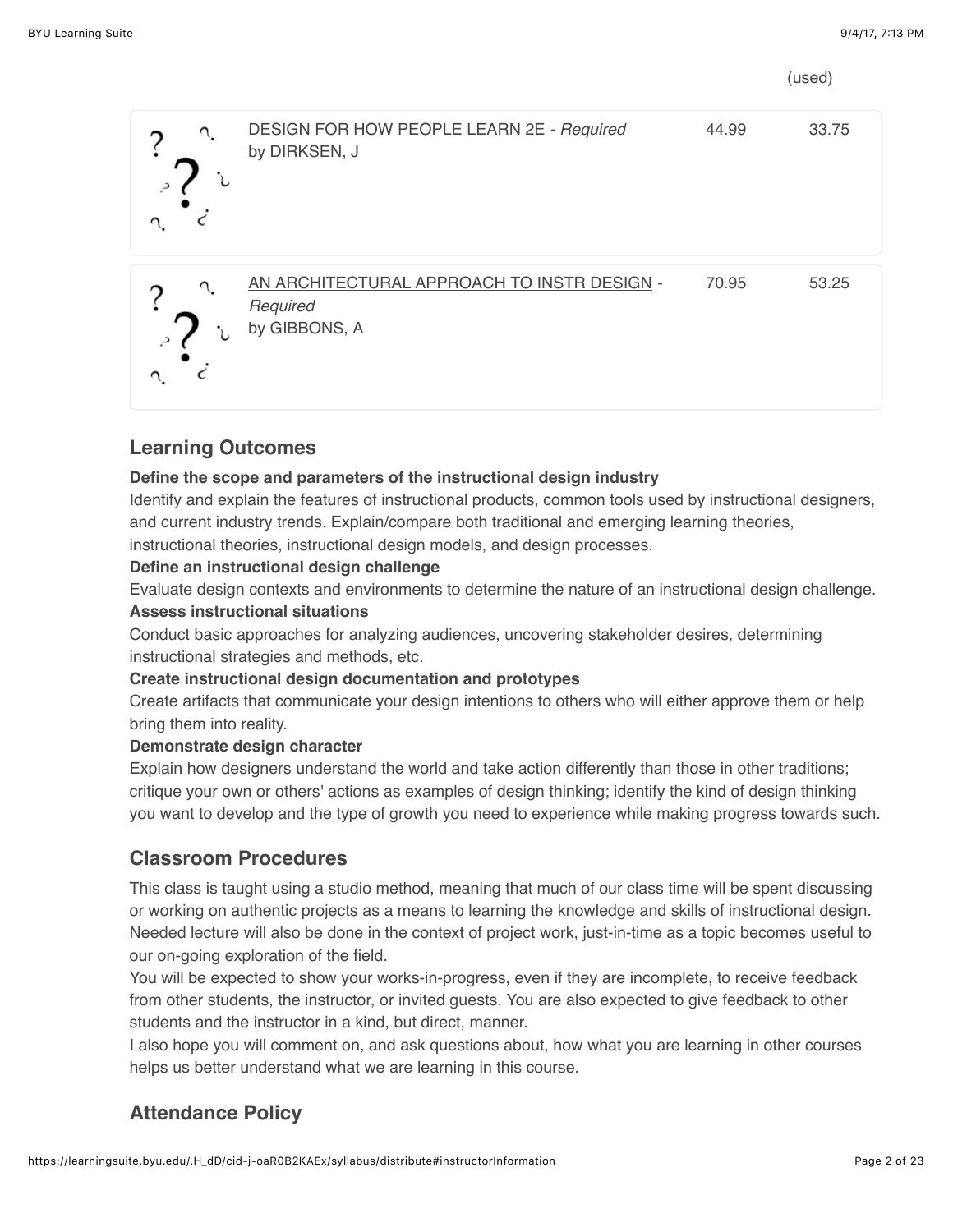| | | | (used) |
|---|---|---|---|
| | DESIGN FOR HOW PEOPLE LEARN 2E - *Required* by DIRKSEN, J | 44.99 | 33.75 |
| | AN ARCHITECTURAL APPROACH TO INSTR DESIGN - *Required* by GIBBONS, A | 70.95 | 53.25 |

## Learning Outcomes

**Define the scope and parameters of the instructional design industry**

Identify and explain the features of instructional products, common tools used by instructional designers, and current industry trends. Explain/compare both traditional and emerging learning theories, instructional theories, instructional design models, and design processes.

**Define an instructional design challenge**

Evaluate design contexts and environments to determine the nature of an instructional design challenge.

**Assess instructional situations**

Conduct basic approaches for analyzing audiences, uncovering stakeholder desires, determining instructional strategies and methods, etc.

**Create instructional design documentation and prototypes**

Create artifacts that communicate your design intentions to others who will either approve them or help bring them into reality.

**Demonstrate design character**

Explain how designers understand the world and take action differently than those in other traditions; critique your own or others' actions as examples of design thinking; identify the kind of design thinking you want to develop and the type of growth you need to experience while making progress towards such.

## Classroom Procedures

This class is taught using a studio method, meaning that much of our class time will be spent discussing or working on authentic projects as a means to learning the knowledge and skills of instructional design. Needed lecture will also be done in the context of project work, just-in-time as a topic becomes useful to our on-going exploration of the field.

You will be expected to show your works-in-progress, even if they are incomplete, to receive feedback from other students, the instructor, or invited guests. You are also expected to give feedback to other students and the instructor in a kind, but direct, manner.

I also hope you will comment on, and ask questions about, how what you are learning in other courses helps us better understand what we are learning in this course.

## Attendance Policy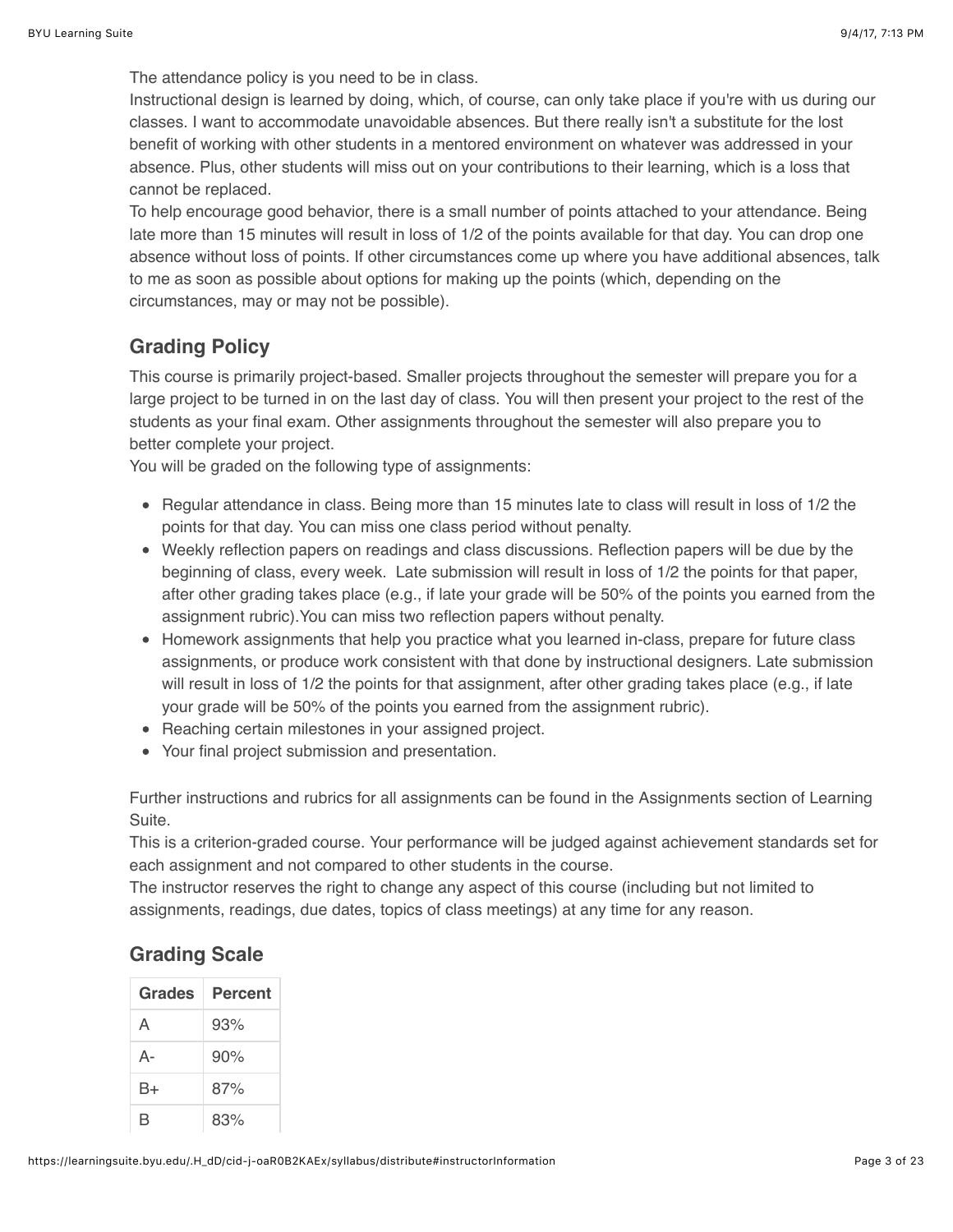The attendance policy is you need to be in class.
Instructional design is learned by doing, which, of course, can only take place if you're with us during our classes. I want to accommodate unavoidable absences. But there really isn't a substitute for the lost benefit of working with other students in a mentored environment on whatever was addressed in your absence. Plus, other students will miss out on your contributions to their learning, which is a loss that cannot be replaced.
To help encourage good behavior, there is a small number of points attached to your attendance. Being late more than 15 minutes will result in loss of 1/2 of the points available for that day. You can drop one absence without loss of points. If other circumstances come up where you have additional absences, talk to me as soon as possible about options for making up the points (which, depending on the circumstances, may or may not be possible).

## Grading Policy

This course is primarily project-based. Smaller projects throughout the semester will prepare you for a large project to be turned in on the last day of class. You will then present your project to the rest of the students as your final exam. Other assignments throughout the semester will also prepare you to better complete your project.
You will be graded on the following type of assignments:

- Regular attendance in class. Being more than 15 minutes late to class will result in loss of 1/2 the points for that day. You can miss one class period without penalty.
- Weekly reflection papers on readings and class discussions. Reflection papers will be due by the beginning of class, every week. Late submission will result in loss of 1/2 the points for that paper, after other grading takes place (e.g., if late your grade will be 50% of the points you earned from the assignment rubric).You can miss two reflection papers without penalty.
- Homework assignments that help you practice what you learned in-class, prepare for future class assignments, or produce work consistent with that done by instructional designers. Late submission will result in loss of 1/2 the points for that assignment, after other grading takes place (e.g., if late your grade will be 50% of the points you earned from the assignment rubric).
- Reaching certain milestones in your assigned project.
- Your final project submission and presentation.

Further instructions and rubrics for all assignments can be found in the Assignments section of Learning Suite.
This is a criterion-graded course. Your performance will be judged against achievement standards set for each assignment and not compared to other students in the course.
The instructor reserves the right to change any aspect of this course (including but not limited to assignments, readings, due dates, topics of class meetings) at any time for any reason.

## Grading Scale

| Grades | Percent |
|---|---|
| A | 93% |
| A- | 90% |
| B+ | 87% |
| B | 83% |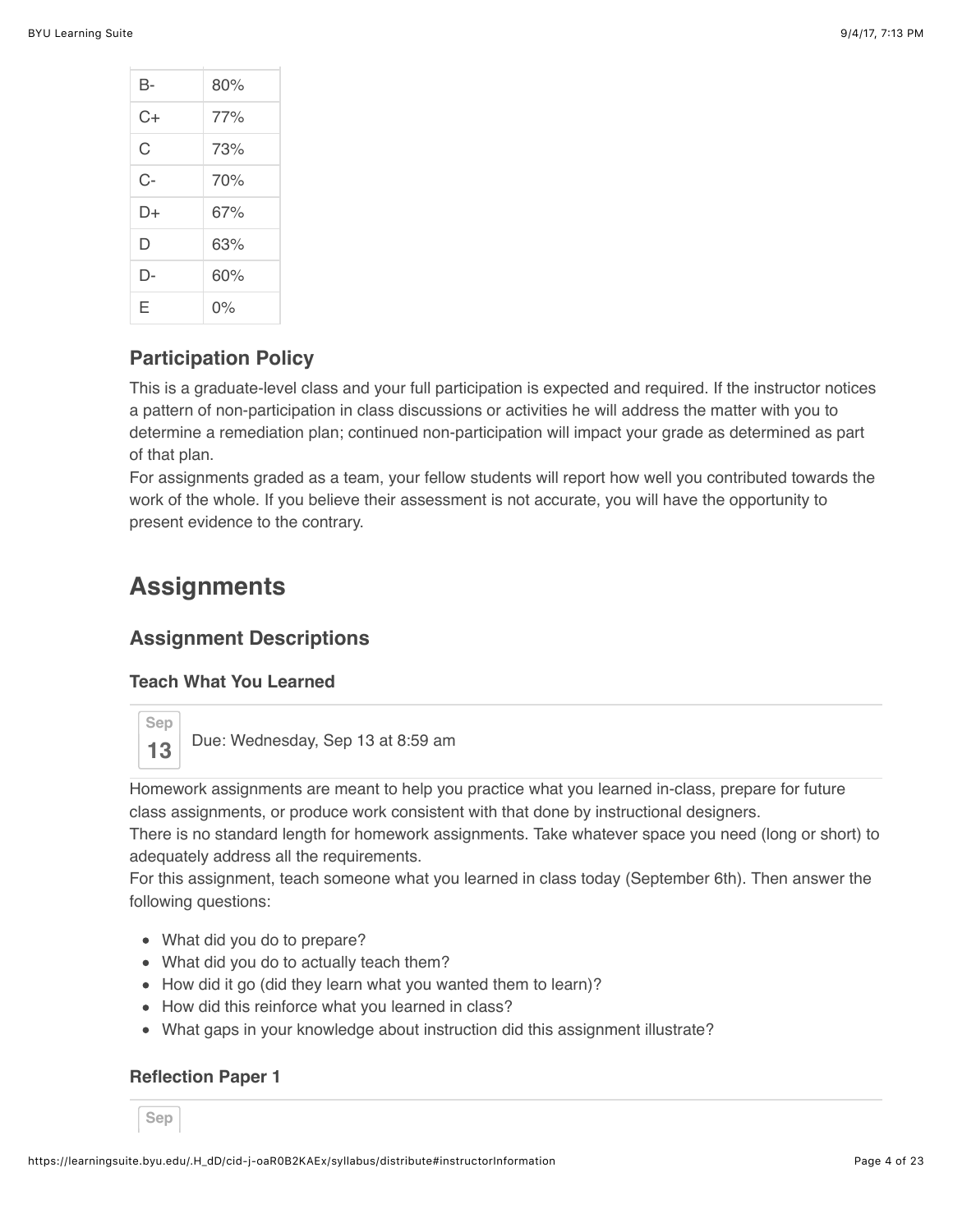| | |
|---|---|
| B- | 80% |
| C+ | 77% |
| C | 73% |
| C- | 70% |
| D+ | 67% |
| D | 63% |
| D- | 60% |
| E | 0% |

### Participation Policy

This is a graduate-level class and your full participation is expected and required. If the instructor notices a pattern of non-participation in class discussions or activities he will address the matter with you to determine a remediation plan; continued non-participation will impact your grade as determined as part of that plan.
For assignments graded as a team, your fellow students will report how well you contributed towards the work of the whole. If you believe their assessment is not accurate, you will have the opportunity to present evidence to the contrary.

## Assignments

### Assignment Descriptions

#### Teach What You Learned

Sep 13 Due: Wednesday, Sep 13 at 8:59 am

Homework assignments are meant to help you practice what you learned in-class, prepare for future class assignments, or produce work consistent with that done by instructional designers.
There is no standard length for homework assignments. Take whatever space you need (long or short) to adequately address all the requirements.
For this assignment, teach someone what you learned in class today (September 6th). Then answer the following questions:

- What did you do to prepare?
- What did you do to actually teach them?
- How did it go (did they learn what you wanted them to learn)?
- How did this reinforce what you learned in class?
- What gaps in your knowledge about instruction did this assignment illustrate?

#### Reflection Paper 1

Sep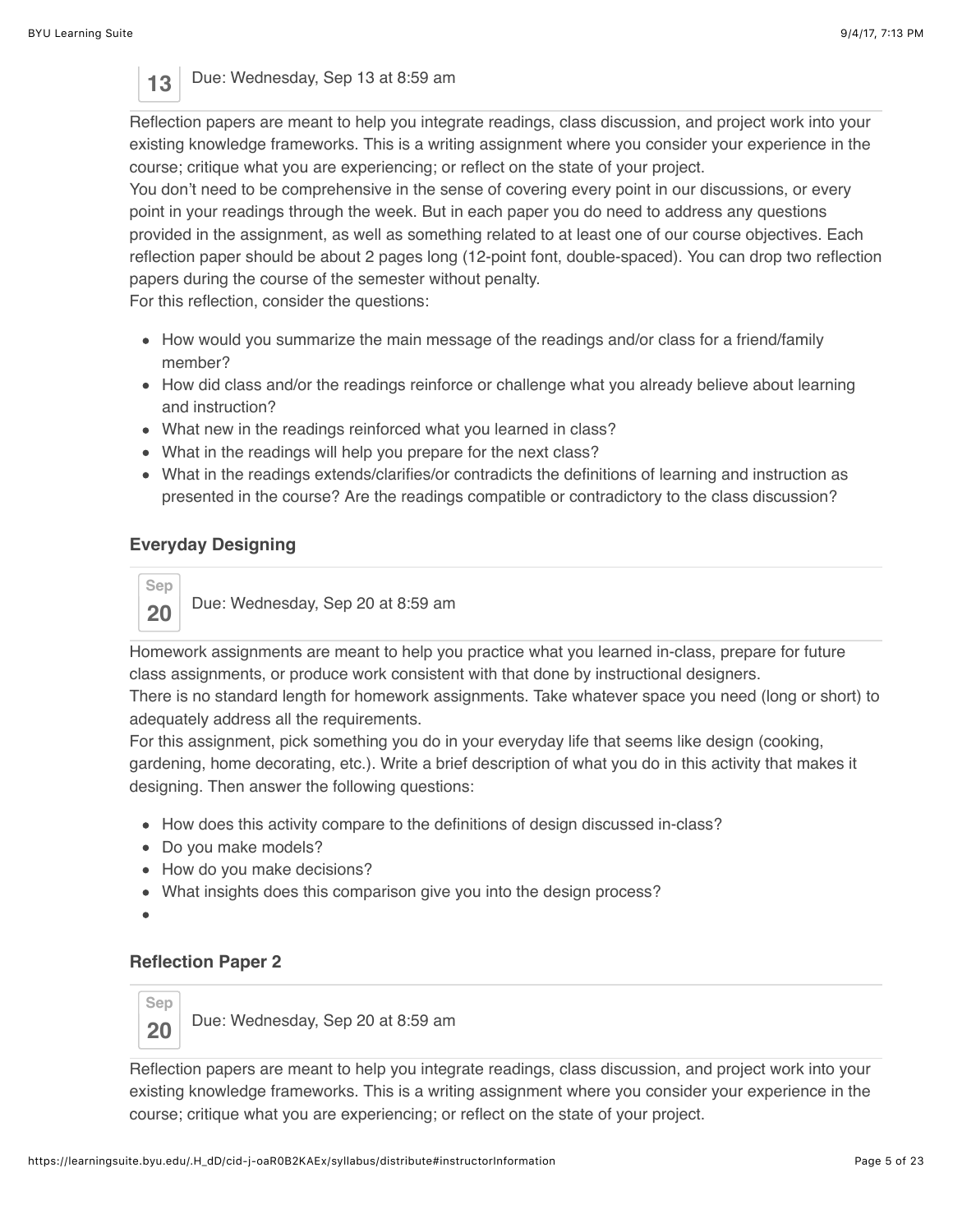13 Due: Wednesday, Sep 13 at 8:59 am

Reflection papers are meant to help you integrate readings, class discussion, and project work into your existing knowledge frameworks. This is a writing assignment where you consider your experience in the course; critique what you are experiencing; or reflect on the state of your project.
You don't need to be comprehensive in the sense of covering every point in our discussions, or every point in your readings through the week. But in each paper you do need to address any questions provided in the assignment, as well as something related to at least one of our course objectives. Each reflection paper should be about 2 pages long (12-point font, double-spaced). You can drop two reflection papers during the course of the semester without penalty.
For this reflection, consider the questions:

- How would you summarize the main message of the readings and/or class for a friend/family member?
- How did class and/or the readings reinforce or challenge what you already believe about learning and instruction?
- What new in the readings reinforced what you learned in class?
- What in the readings will help you prepare for the next class?
- What in the readings extends/clarifies/or contradicts the definitions of learning and instruction as presented in the course? Are the readings compatible or contradictory to the class discussion?

### Everyday Designing

Sep 20 Due: Wednesday, Sep 20 at 8:59 am

Homework assignments are meant to help you practice what you learned in-class, prepare for future class assignments, or produce work consistent with that done by instructional designers.
There is no standard length for homework assignments. Take whatever space you need (long or short) to adequately address all the requirements.
For this assignment, pick something you do in your everyday life that seems like design (cooking, gardening, home decorating, etc.). Write a brief description of what you do in this activity that makes it designing. Then answer the following questions:

- How does this activity compare to the definitions of design discussed in-class?
- Do you make models?
- How do you make decisions?
- What insights does this comparison give you into the design process?

### Reflection Paper 2

Sep 20 Due: Wednesday, Sep 20 at 8:59 am

Reflection papers are meant to help you integrate readings, class discussion, and project work into your existing knowledge frameworks. This is a writing assignment where you consider your experience in the course; critique what you are experiencing; or reflect on the state of your project.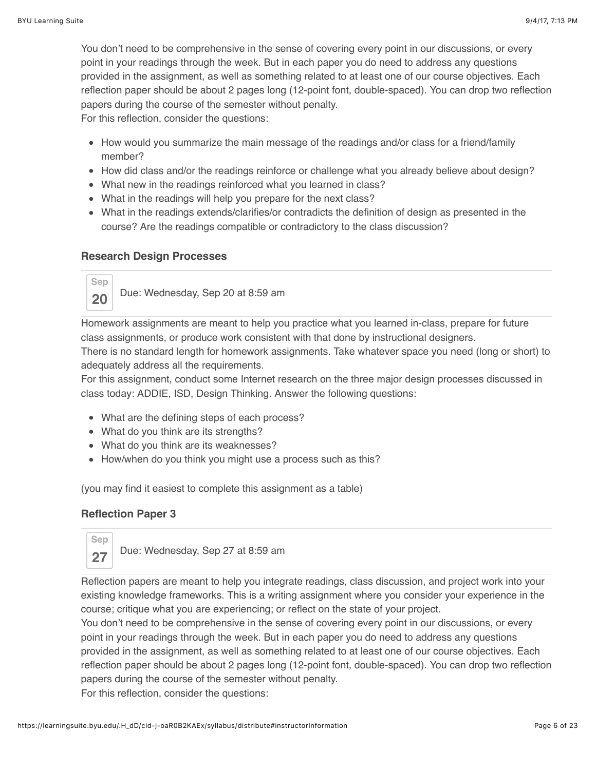You don't need to be comprehensive in the sense of covering every point in our discussions, or every point in your readings through the week. But in each paper you do need to address any questions provided in the assignment, as well as something related to at least one of our course objectives. Each reflection paper should be about 2 pages long (12-point font, double-spaced). You can drop two reflection papers during the course of the semester without penalty.

For this reflection, consider the questions:

- How would you summarize the main message of the readings and/or class for a friend/family member?
- How did class and/or the readings reinforce or challenge what you already believe about design?
- What new in the readings reinforced what you learned in class?
- What in the readings will help you prepare for the next class?
- What in the readings extends/clarifies/or contradicts the definition of design as presented in the course? Are the readings compatible or contradictory to the class discussion?

### Research Design Processes

Sep 20 — Due: Wednesday, Sep 20 at 8:59 am

Homework assignments are meant to help you practice what you learned in-class, prepare for future class assignments, or produce work consistent with that done by instructional designers.

There is no standard length for homework assignments. Take whatever space you need (long or short) to adequately address all the requirements.

For this assignment, conduct some Internet research on the three major design processes discussed in class today: ADDIE, ISD, Design Thinking. Answer the following questions:

- What are the defining steps of each process?
- What do you think are its strengths?
- What do you think are its weaknesses?
- How/when do you think you might use a process such as this?

(you may find it easiest to complete this assignment as a table)

### Reflection Paper 3

Sep 27 — Due: Wednesday, Sep 27 at 8:59 am

Reflection papers are meant to help you integrate readings, class discussion, and project work into your existing knowledge frameworks. This is a writing assignment where you consider your experience in the course; critique what you are experiencing; or reflect on the state of your project.

You don't need to be comprehensive in the sense of covering every point in our discussions, or every point in your readings through the week. But in each paper you do need to address any questions provided in the assignment, as well as something related to at least one of our course objectives. Each reflection paper should be about 2 pages long (12-point font, double-spaced). You can drop two reflection papers during the course of the semester without penalty.

For this reflection, consider the questions: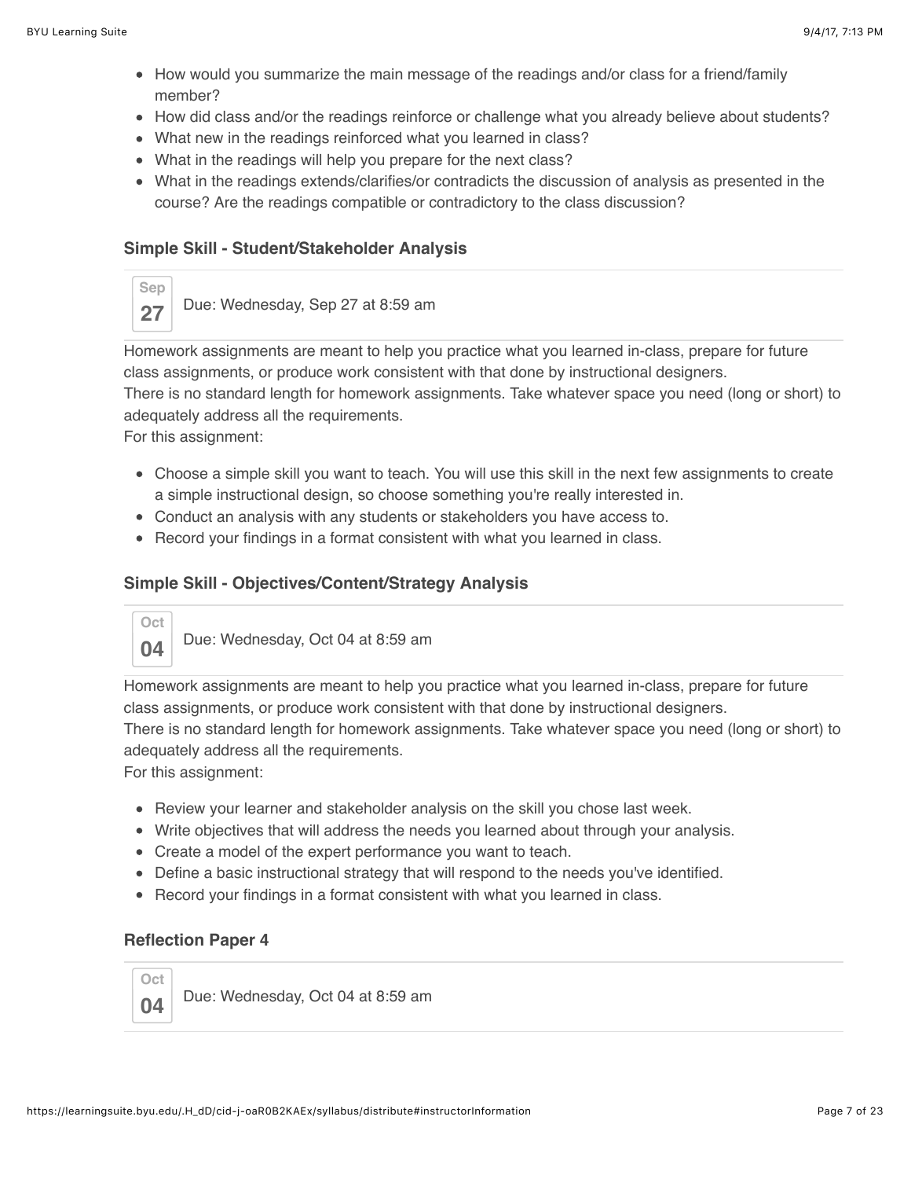- How would you summarize the main message of the readings and/or class for a friend/family member?
- How did class and/or the readings reinforce or challenge what you already believe about students?
- What new in the readings reinforced what you learned in class?
- What in the readings will help you prepare for the next class?
- What in the readings extends/clarifies/or contradicts the discussion of analysis as presented in the course? Are the readings compatible or contradictory to the class discussion?

### Simple Skill - Student/Stakeholder Analysis

Sep 27 — Due: Wednesday, Sep 27 at 8:59 am

Homework assignments are meant to help you practice what you learned in-class, prepare for future class assignments, or produce work consistent with that done by instructional designers.
There is no standard length for homework assignments. Take whatever space you need (long or short) to adequately address all the requirements.
For this assignment:

- Choose a simple skill you want to teach. You will use this skill in the next few assignments to create a simple instructional design, so choose something you're really interested in.
- Conduct an analysis with any students or stakeholders you have access to.
- Record your findings in a format consistent with what you learned in class.

### Simple Skill - Objectives/Content/Strategy Analysis

Oct 04 — Due: Wednesday, Oct 04 at 8:59 am

Homework assignments are meant to help you practice what you learned in-class, prepare for future class assignments, or produce work consistent with that done by instructional designers.
There is no standard length for homework assignments. Take whatever space you need (long or short) to adequately address all the requirements.
For this assignment:

- Review your learner and stakeholder analysis on the skill you chose last week.
- Write objectives that will address the needs you learned about through your analysis.
- Create a model of the expert performance you want to teach.
- Define a basic instructional strategy that will respond to the needs you've identified.
- Record your findings in a format consistent with what you learned in class.

### Reflection Paper 4

Oct 04 — Due: Wednesday, Oct 04 at 8:59 am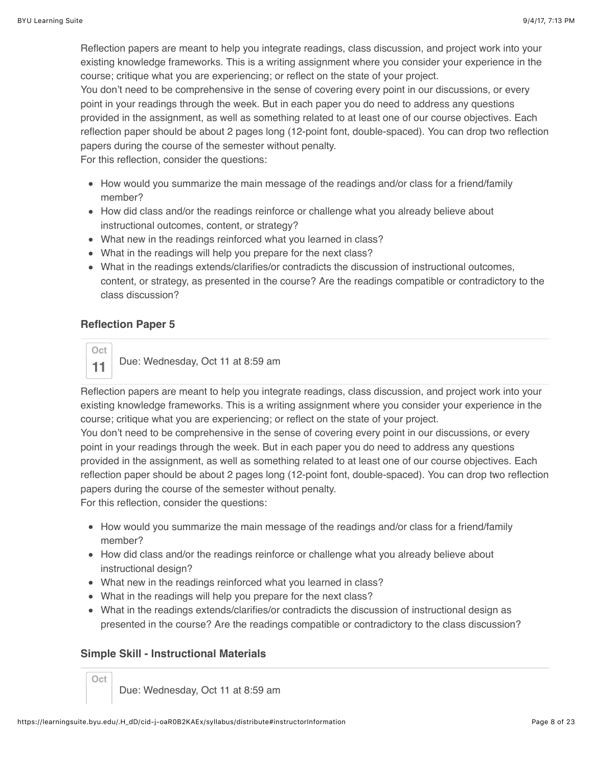Reflection papers are meant to help you integrate readings, class discussion, and project work into your existing knowledge frameworks. This is a writing assignment where you consider your experience in the course; critique what you are experiencing; or reflect on the state of your project.
You don't need to be comprehensive in the sense of covering every point in our discussions, or every point in your readings through the week. But in each paper you do need to address any questions provided in the assignment, as well as something related to at least one of our course objectives. Each reflection paper should be about 2 pages long (12-point font, double-spaced). You can drop two reflection papers during the course of the semester without penalty.
For this reflection, consider the questions:

- How would you summarize the main message of the readings and/or class for a friend/family member?
- How did class and/or the readings reinforce or challenge what you already believe about instructional outcomes, content, or strategy?
- What new in the readings reinforced what you learned in class?
- What in the readings will help you prepare for the next class?
- What in the readings extends/clarifies/or contradicts the discussion of instructional outcomes, content, or strategy, as presented in the course? Are the readings compatible or contradictory to the class discussion?

### Reflection Paper 5

Oct 11

Due: Wednesday, Oct 11 at 8:59 am

Reflection papers are meant to help you integrate readings, class discussion, and project work into your existing knowledge frameworks. This is a writing assignment where you consider your experience in the course; critique what you are experiencing; or reflect on the state of your project.
You don't need to be comprehensive in the sense of covering every point in our discussions, or every point in your readings through the week. But in each paper you do need to address any questions provided in the assignment, as well as something related to at least one of our course objectives. Each reflection paper should be about 2 pages long (12-point font, double-spaced). You can drop two reflection papers during the course of the semester without penalty.
For this reflection, consider the questions:

- How would you summarize the main message of the readings and/or class for a friend/family member?
- How did class and/or the readings reinforce or challenge what you already believe about instructional design?
- What new in the readings reinforced what you learned in class?
- What in the readings will help you prepare for the next class?
- What in the readings extends/clarifies/or contradicts the discussion of instructional design as presented in the course? Are the readings compatible or contradictory to the class discussion?

### Simple Skill - Instructional Materials

Oct

Due: Wednesday, Oct 11 at 8:59 am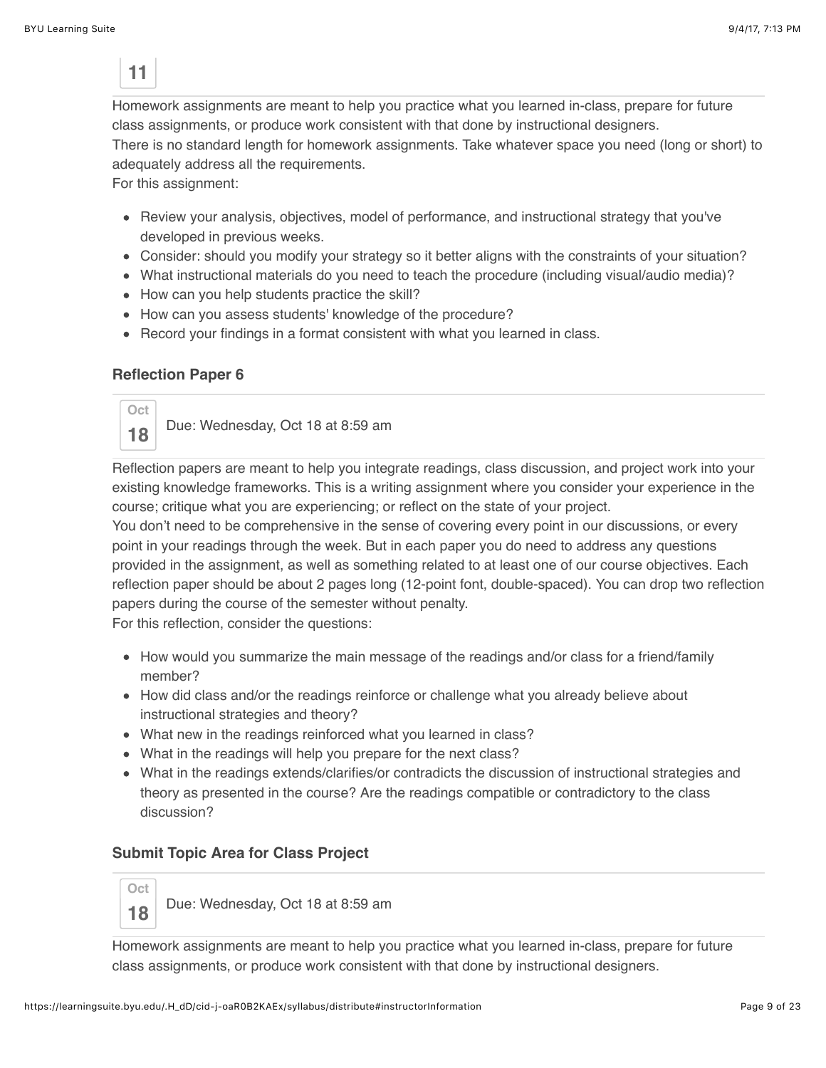11

Homework assignments are meant to help you practice what you learned in-class, prepare for future class assignments, or produce work consistent with that done by instructional designers.
There is no standard length for homework assignments. Take whatever space you need (long or short) to adequately address all the requirements.
For this assignment:

- Review your analysis, objectives, model of performance, and instructional strategy that you've developed in previous weeks.
- Consider: should you modify your strategy so it better aligns with the constraints of your situation?
- What instructional materials do you need to teach the procedure (including visual/audio media)?
- How can you help students practice the skill?
- How can you assess students' knowledge of the procedure?
- Record your findings in a format consistent with what you learned in class.

### Reflection Paper 6

Oct 18 — Due: Wednesday, Oct 18 at 8:59 am

Reflection papers are meant to help you integrate readings, class discussion, and project work into your existing knowledge frameworks. This is a writing assignment where you consider your experience in the course; critique what you are experiencing; or reflect on the state of your project.
You don't need to be comprehensive in the sense of covering every point in our discussions, or every point in your readings through the week. But in each paper you do need to address any questions provided in the assignment, as well as something related to at least one of our course objectives. Each reflection paper should be about 2 pages long (12-point font, double-spaced). You can drop two reflection papers during the course of the semester without penalty.
For this reflection, consider the questions:

- How would you summarize the main message of the readings and/or class for a friend/family member?
- How did class and/or the readings reinforce or challenge what you already believe about instructional strategies and theory?
- What new in the readings reinforced what you learned in class?
- What in the readings will help you prepare for the next class?
- What in the readings extends/clarifies/or contradicts the discussion of instructional strategies and theory as presented in the course? Are the readings compatible or contradictory to the class discussion?

### Submit Topic Area for Class Project

Oct 18 — Due: Wednesday, Oct 18 at 8:59 am

Homework assignments are meant to help you practice what you learned in-class, prepare for future class assignments, or produce work consistent with that done by instructional designers.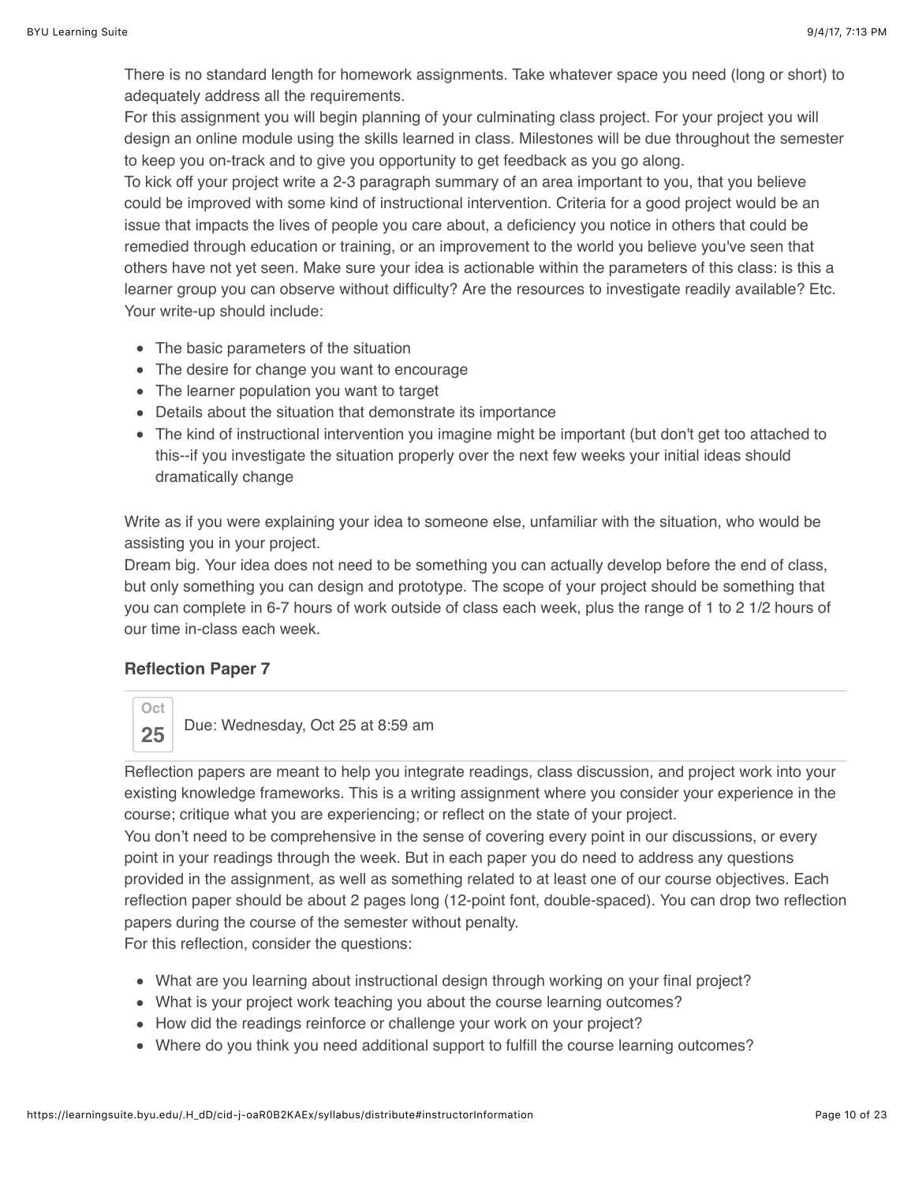There is no standard length for homework assignments. Take whatever space you need (long or short) to adequately address all the requirements.

For this assignment you will begin planning of your culminating class project. For your project you will design an online module using the skills learned in class. Milestones will be due throughout the semester to keep you on-track and to give you opportunity to get feedback as you go along.

To kick off your project write a 2-3 paragraph summary of an area important to you, that you believe could be improved with some kind of instructional intervention. Criteria for a good project would be an issue that impacts the lives of people you care about, a deficiency you notice in others that could be remedied through education or training, or an improvement to the world you believe you've seen that others have not yet seen. Make sure your idea is actionable within the parameters of this class: is this a learner group you can observe without difficulty? Are the resources to investigate readily available? Etc.

Your write-up should include:

- The basic parameters of the situation
- The desire for change you want to encourage
- The learner population you want to target
- Details about the situation that demonstrate its importance
- The kind of instructional intervention you imagine might be important (but don't get too attached to this--if you investigate the situation properly over the next few weeks your initial ideas should dramatically change

Write as if you were explaining your idea to someone else, unfamiliar with the situation, who would be assisting you in your project.

Dream big. Your idea does not need to be something you can actually develop before the end of class, but only something you can design and prototype. The scope of your project should be something that you can complete in 6-7 hours of work outside of class each week, plus the range of 1 to 2 1/2 hours of our time in-class each week.

### Reflection Paper 7

Oct 25 — Due: Wednesday, Oct 25 at 8:59 am

Reflection papers are meant to help you integrate readings, class discussion, and project work into your existing knowledge frameworks. This is a writing assignment where you consider your experience in the course; critique what you are experiencing; or reflect on the state of your project.

You don't need to be comprehensive in the sense of covering every point in our discussions, or every point in your readings through the week. But in each paper you do need to address any questions provided in the assignment, as well as something related to at least one of our course objectives. Each reflection paper should be about 2 pages long (12-point font, double-spaced). You can drop two reflection papers during the course of the semester without penalty.

For this reflection, consider the questions:

- What are you learning about instructional design through working on your final project?
- What is your project work teaching you about the course learning outcomes?
- How did the readings reinforce or challenge your work on your project?
- Where do you think you need additional support to fulfill the course learning outcomes?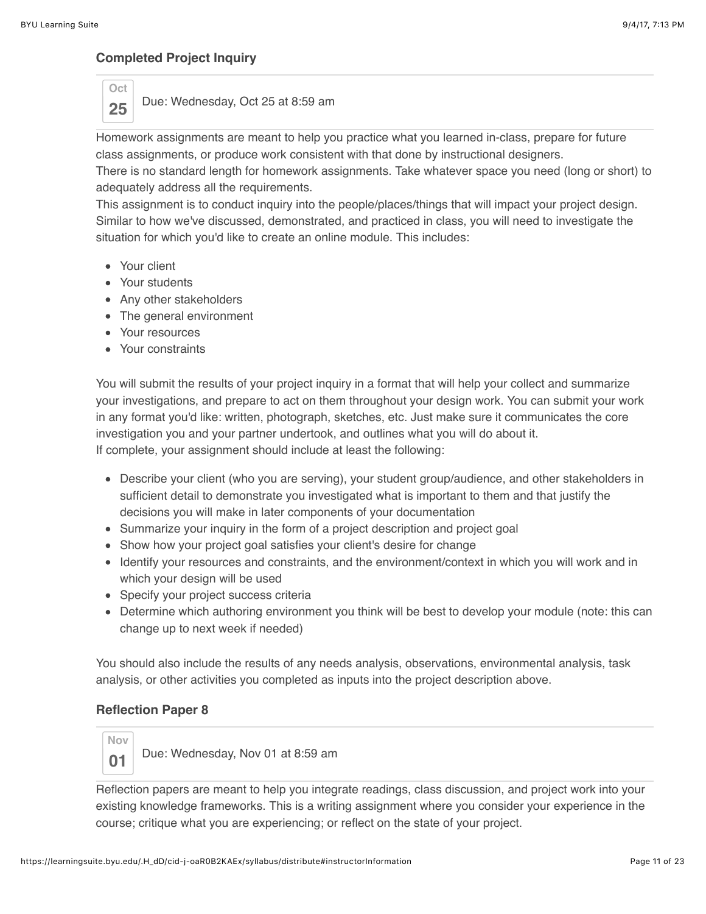### Completed Project Inquiry

Oct 25 — Due: Wednesday, Oct 25 at 8:59 am

Homework assignments are meant to help you practice what you learned in-class, prepare for future class assignments, or produce work consistent with that done by instructional designers.
There is no standard length for homework assignments. Take whatever space you need (long or short) to adequately address all the requirements.
This assignment is to conduct inquiry into the people/places/things that will impact your project design. Similar to how we've discussed, demonstrated, and practiced in class, you will need to investigate the situation for which you'd like to create an online module. This includes:

- Your client
- Your students
- Any other stakeholders
- The general environment
- Your resources
- Your constraints

You will submit the results of your project inquiry in a format that will help your collect and summarize your investigations, and prepare to act on them throughout your design work. You can submit your work in any format you'd like: written, photograph, sketches, etc. Just make sure it communicates the core investigation you and your partner undertook, and outlines what you will do about it.
If complete, your assignment should include at least the following:

- Describe your client (who you are serving), your student group/audience, and other stakeholders in sufficient detail to demonstrate you investigated what is important to them and that justify the decisions you will make in later components of your documentation
- Summarize your inquiry in the form of a project description and project goal
- Show how your project goal satisfies your client's desire for change
- Identify your resources and constraints, and the environment/context in which you will work and in which your design will be used
- Specify your project success criteria
- Determine which authoring environment you think will be best to develop your module (note: this can change up to next week if needed)

You should also include the results of any needs analysis, observations, environmental analysis, task analysis, or other activities you completed as inputs into the project description above.

### Reflection Paper 8

Nov 01 — Due: Wednesday, Nov 01 at 8:59 am

Reflection papers are meant to help you integrate readings, class discussion, and project work into your existing knowledge frameworks. This is a writing assignment where you consider your experience in the course; critique what you are experiencing; or reflect on the state of your project.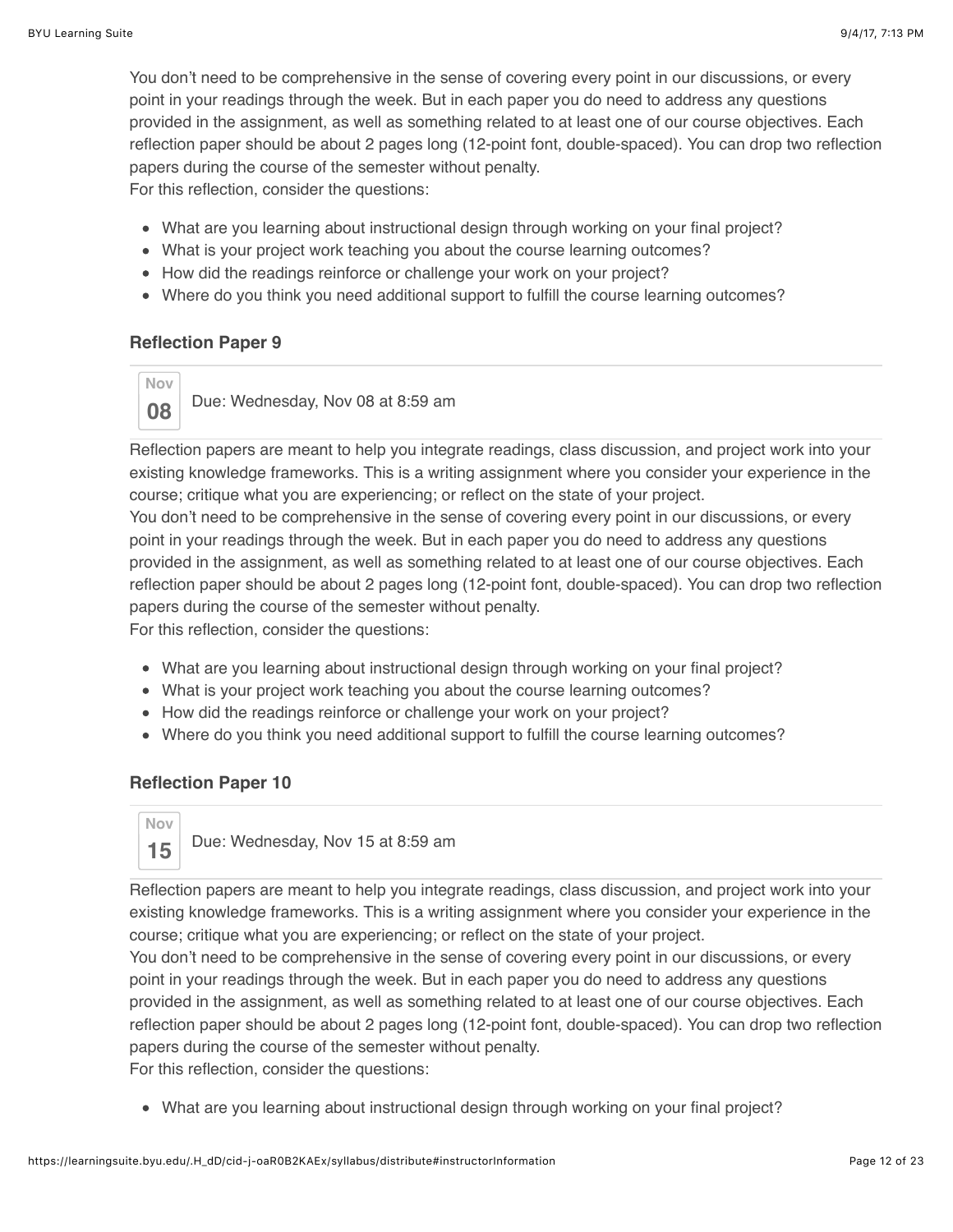You don't need to be comprehensive in the sense of covering every point in our discussions, or every point in your readings through the week. But in each paper you do need to address any questions provided in the assignment, as well as something related to at least one of our course objectives. Each reflection paper should be about 2 pages long (12-point font, double-spaced). You can drop two reflection papers during the course of the semester without penalty.
For this reflection, consider the questions:

- What are you learning about instructional design through working on your final project?
- What is your project work teaching you about the course learning outcomes?
- How did the readings reinforce or challenge your work on your project?
- Where do you think you need additional support to fulfill the course learning outcomes?

### Reflection Paper 9

Nov 08 — Due: Wednesday, Nov 08 at 8:59 am

Reflection papers are meant to help you integrate readings, class discussion, and project work into your existing knowledge frameworks. This is a writing assignment where you consider your experience in the course; critique what you are experiencing; or reflect on the state of your project.
You don't need to be comprehensive in the sense of covering every point in our discussions, or every point in your readings through the week. But in each paper you do need to address any questions provided in the assignment, as well as something related to at least one of our course objectives. Each reflection paper should be about 2 pages long (12-point font, double-spaced). You can drop two reflection papers during the course of the semester without penalty.
For this reflection, consider the questions:

- What are you learning about instructional design through working on your final project?
- What is your project work teaching you about the course learning outcomes?
- How did the readings reinforce or challenge your work on your project?
- Where do you think you need additional support to fulfill the course learning outcomes?

### Reflection Paper 10

Nov 15 — Due: Wednesday, Nov 15 at 8:59 am

Reflection papers are meant to help you integrate readings, class discussion, and project work into your existing knowledge frameworks. This is a writing assignment where you consider your experience in the course; critique what you are experiencing; or reflect on the state of your project.
You don't need to be comprehensive in the sense of covering every point in our discussions, or every point in your readings through the week. But in each paper you do need to address any questions provided in the assignment, as well as something related to at least one of our course objectives. Each reflection paper should be about 2 pages long (12-point font, double-spaced). You can drop two reflection papers during the course of the semester without penalty.
For this reflection, consider the questions:

- What are you learning about instructional design through working on your final project?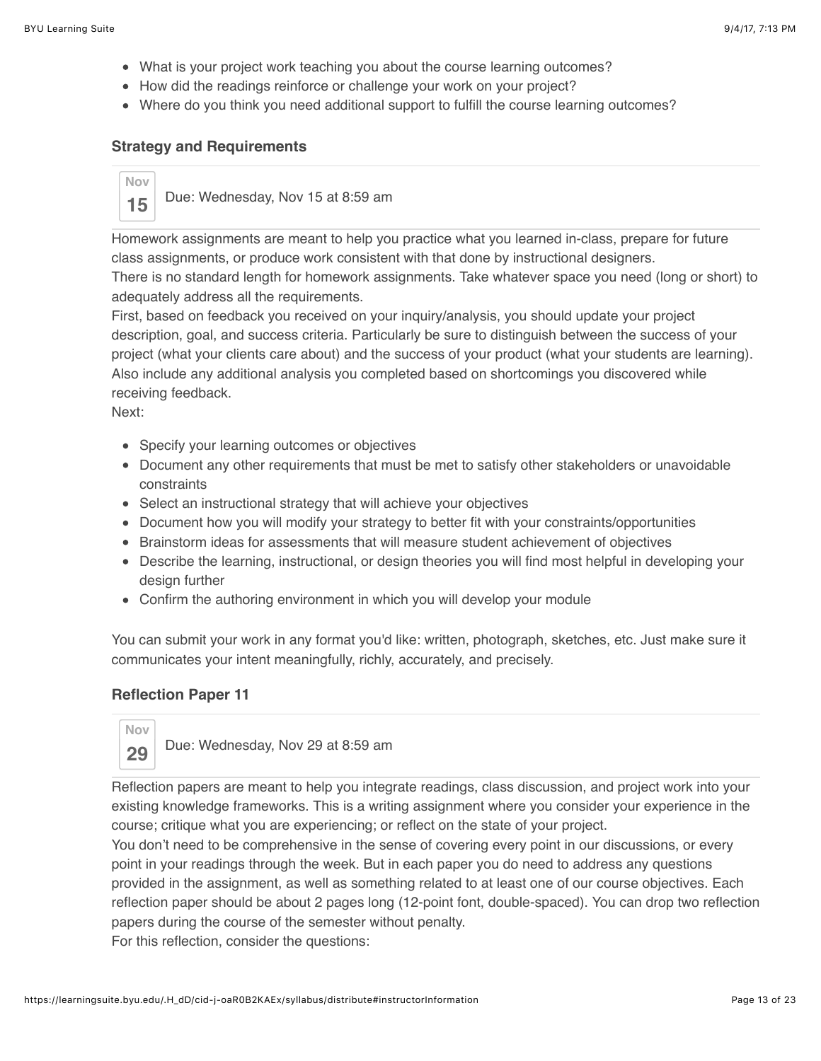- What is your project work teaching you about the course learning outcomes?
- How did the readings reinforce or challenge your work on your project?
- Where do you think you need additional support to fulfill the course learning outcomes?

### Strategy and Requirements

Nov 15 — Due: Wednesday, Nov 15 at 8:59 am

Homework assignments are meant to help you practice what you learned in-class, prepare for future class assignments, or produce work consistent with that done by instructional designers.
There is no standard length for homework assignments. Take whatever space you need (long or short) to adequately address all the requirements.
First, based on feedback you received on your inquiry/analysis, you should update your project description, goal, and success criteria. Particularly be sure to distinguish between the success of your project (what your clients care about) and the success of your product (what your students are learning). Also include any additional analysis you completed based on shortcomings you discovered while receiving feedback.
Next:

- Specify your learning outcomes or objectives
- Document any other requirements that must be met to satisfy other stakeholders or unavoidable constraints
- Select an instructional strategy that will achieve your objectives
- Document how you will modify your strategy to better fit with your constraints/opportunities
- Brainstorm ideas for assessments that will measure student achievement of objectives
- Describe the learning, instructional, or design theories you will find most helpful in developing your design further
- Confirm the authoring environment in which you will develop your module

You can submit your work in any format you'd like: written, photograph, sketches, etc. Just make sure it communicates your intent meaningfully, richly, accurately, and precisely.

### Reflection Paper 11

Nov 29 — Due: Wednesday, Nov 29 at 8:59 am

Reflection papers are meant to help you integrate readings, class discussion, and project work into your existing knowledge frameworks. This is a writing assignment where you consider your experience in the course; critique what you are experiencing; or reflect on the state of your project.
You don't need to be comprehensive in the sense of covering every point in our discussions, or every point in your readings through the week. But in each paper you do need to address any questions provided in the assignment, as well as something related to at least one of our course objectives. Each reflection paper should be about 2 pages long (12-point font, double-spaced). You can drop two reflection papers during the course of the semester without penalty.
For this reflection, consider the questions: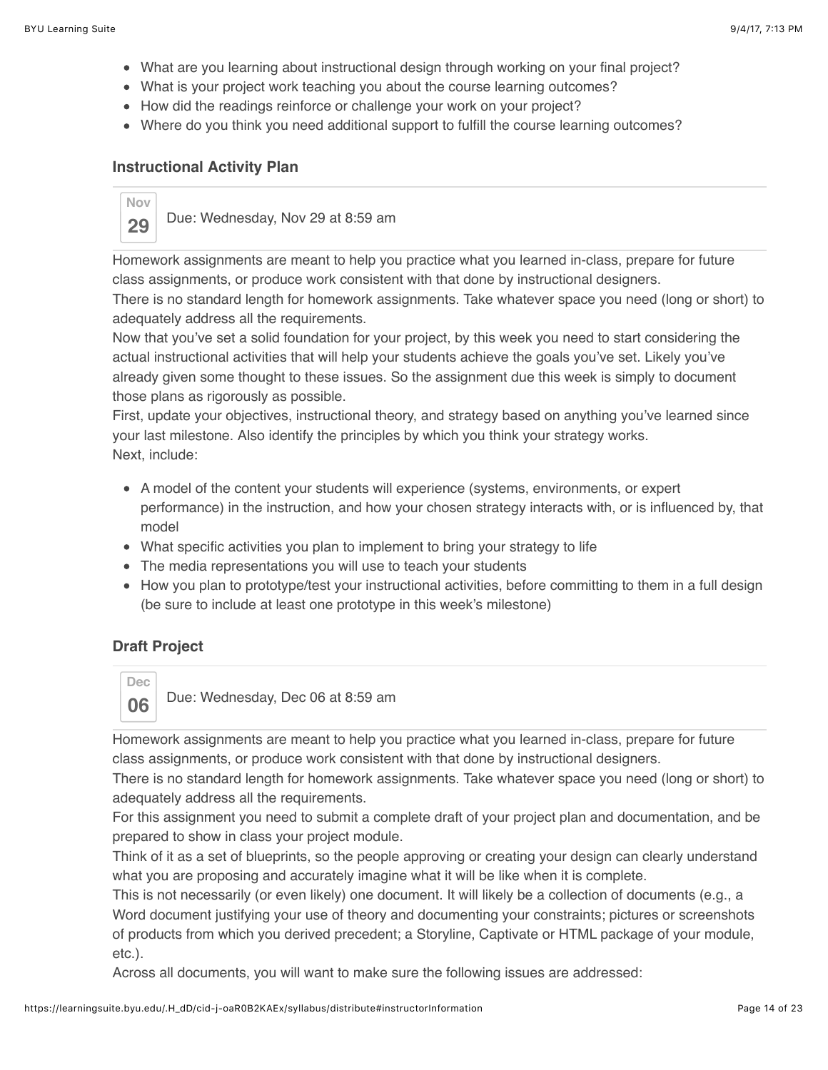- What are you learning about instructional design through working on your final project?
- What is your project work teaching you about the course learning outcomes?
- How did the readings reinforce or challenge your work on your project?
- Where do you think you need additional support to fulfill the course learning outcomes?

### Instructional Activity Plan

Nov 29 Due: Wednesday, Nov 29 at 8:59 am

Homework assignments are meant to help you practice what you learned in-class, prepare for future class assignments, or produce work consistent with that done by instructional designers.

There is no standard length for homework assignments. Take whatever space you need (long or short) to adequately address all the requirements.

Now that you've set a solid foundation for your project, by this week you need to start considering the actual instructional activities that will help your students achieve the goals you've set. Likely you've already given some thought to these issues. So the assignment due this week is simply to document those plans as rigorously as possible.

First, update your objectives, instructional theory, and strategy based on anything you've learned since your last milestone. Also identify the principles by which you think your strategy works.

Next, include:

- A model of the content your students will experience (systems, environments, or expert performance) in the instruction, and how your chosen strategy interacts with, or is influenced by, that model
- What specific activities you plan to implement to bring your strategy to life
- The media representations you will use to teach your students
- How you plan to prototype/test your instructional activities, before committing to them in a full design (be sure to include at least one prototype in this week's milestone)

### Draft Project

Dec 06 Due: Wednesday, Dec 06 at 8:59 am

Homework assignments are meant to help you practice what you learned in-class, prepare for future class assignments, or produce work consistent with that done by instructional designers.

There is no standard length for homework assignments. Take whatever space you need (long or short) to adequately address all the requirements.

For this assignment you need to submit a complete draft of your project plan and documentation, and be prepared to show in class your project module.

Think of it as a set of blueprints, so the people approving or creating your design can clearly understand what you are proposing and accurately imagine what it will be like when it is complete.

This is not necessarily (or even likely) one document. It will likely be a collection of documents (e.g., a Word document justifying your use of theory and documenting your constraints; pictures or screenshots of products from which you derived precedent; a Storyline, Captivate or HTML package of your module, etc.).

Across all documents, you will want to make sure the following issues are addressed: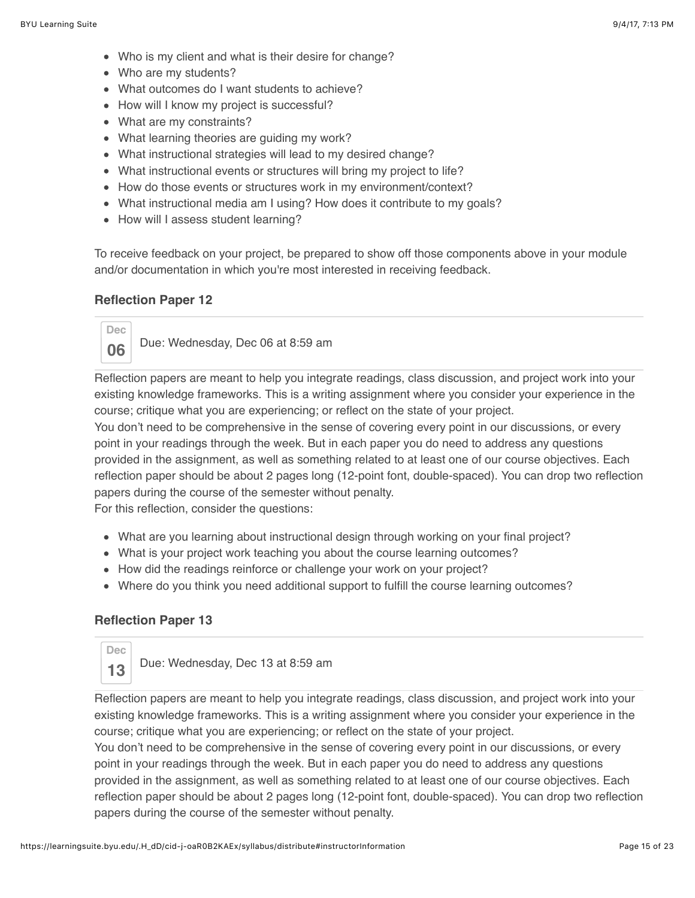- Who is my client and what is their desire for change?
- Who are my students?
- What outcomes do I want students to achieve?
- How will I know my project is successful?
- What are my constraints?
- What learning theories are guiding my work?
- What instructional strategies will lead to my desired change?
- What instructional events or structures will bring my project to life?
- How do those events or structures work in my environment/context?
- What instructional media am I using? How does it contribute to my goals?
- How will I assess student learning?

To receive feedback on your project, be prepared to show off those components above in your module and/or documentation in which you're most interested in receiving feedback.

### Reflection Paper 12

Dec 06 — Due: Wednesday, Dec 06 at 8:59 am

Reflection papers are meant to help you integrate readings, class discussion, and project work into your existing knowledge frameworks. This is a writing assignment where you consider your experience in the course; critique what you are experiencing; or reflect on the state of your project.
You don't need to be comprehensive in the sense of covering every point in our discussions, or every point in your readings through the week. But in each paper you do need to address any questions provided in the assignment, as well as something related to at least one of our course objectives. Each reflection paper should be about 2 pages long (12-point font, double-spaced). You can drop two reflection papers during the course of the semester without penalty.
For this reflection, consider the questions:

- What are you learning about instructional design through working on your final project?
- What is your project work teaching you about the course learning outcomes?
- How did the readings reinforce or challenge your work on your project?
- Where do you think you need additional support to fulfill the course learning outcomes?

### Reflection Paper 13

Dec 13 — Due: Wednesday, Dec 13 at 8:59 am

Reflection papers are meant to help you integrate readings, class discussion, and project work into your existing knowledge frameworks. This is a writing assignment where you consider your experience in the course; critique what you are experiencing; or reflect on the state of your project.
You don't need to be comprehensive in the sense of covering every point in our discussions, or every point in your readings through the week. But in each paper you do need to address any questions provided in the assignment, as well as something related to at least one of our course objectives. Each reflection paper should be about 2 pages long (12-point font, double-spaced). You can drop two reflection papers during the course of the semester without penalty.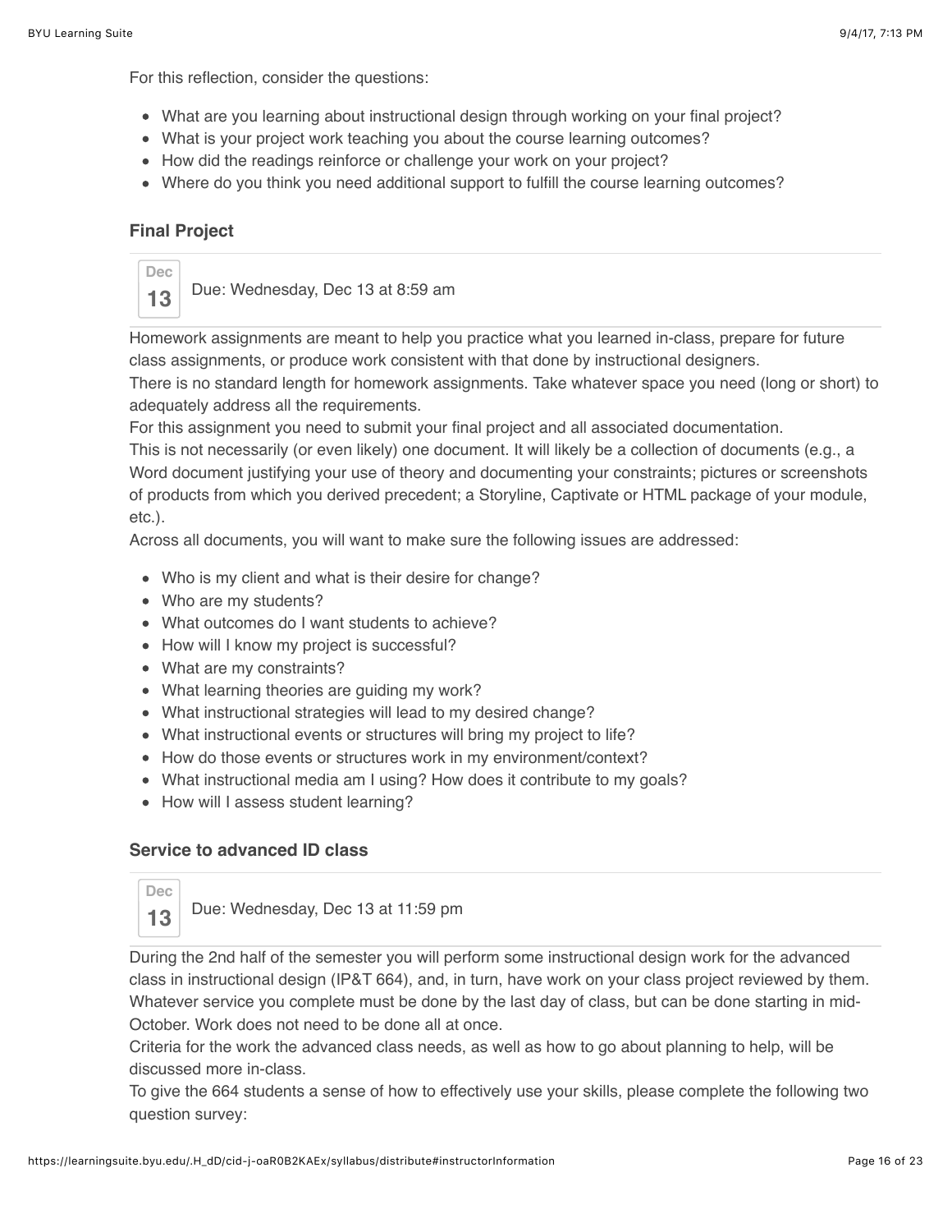For this reflection, consider the questions:

- What are you learning about instructional design through working on your final project?
- What is your project work teaching you about the course learning outcomes?
- How did the readings reinforce or challenge your work on your project?
- Where do you think you need additional support to fulfill the course learning outcomes?

### Final Project

Dec 13 — Due: Wednesday, Dec 13 at 8:59 am

Homework assignments are meant to help you practice what you learned in-class, prepare for future class assignments, or produce work consistent with that done by instructional designers.
There is no standard length for homework assignments. Take whatever space you need (long or short) to adequately address all the requirements.
For this assignment you need to submit your final project and all associated documentation.
This is not necessarily (or even likely) one document. It will likely be a collection of documents (e.g., a Word document justifying your use of theory and documenting your constraints; pictures or screenshots of products from which you derived precedent; a Storyline, Captivate or HTML package of your module, etc.).
Across all documents, you will want to make sure the following issues are addressed:

- Who is my client and what is their desire for change?
- Who are my students?
- What outcomes do I want students to achieve?
- How will I know my project is successful?
- What are my constraints?
- What learning theories are guiding my work?
- What instructional strategies will lead to my desired change?
- What instructional events or structures will bring my project to life?
- How do those events or structures work in my environment/context?
- What instructional media am I using? How does it contribute to my goals?
- How will I assess student learning?

### Service to advanced ID class

Dec 13 — Due: Wednesday, Dec 13 at 11:59 pm

During the 2nd half of the semester you will perform some instructional design work for the advanced class in instructional design (IP&T 664), and, in turn, have work on your class project reviewed by them. Whatever service you complete must be done by the last day of class, but can be done starting in mid-October. Work does not need to be done all at once.
Criteria for the work the advanced class needs, as well as how to go about planning to help, will be discussed more in-class.
To give the 664 students a sense of how to effectively use your skills, please complete the following two question survey: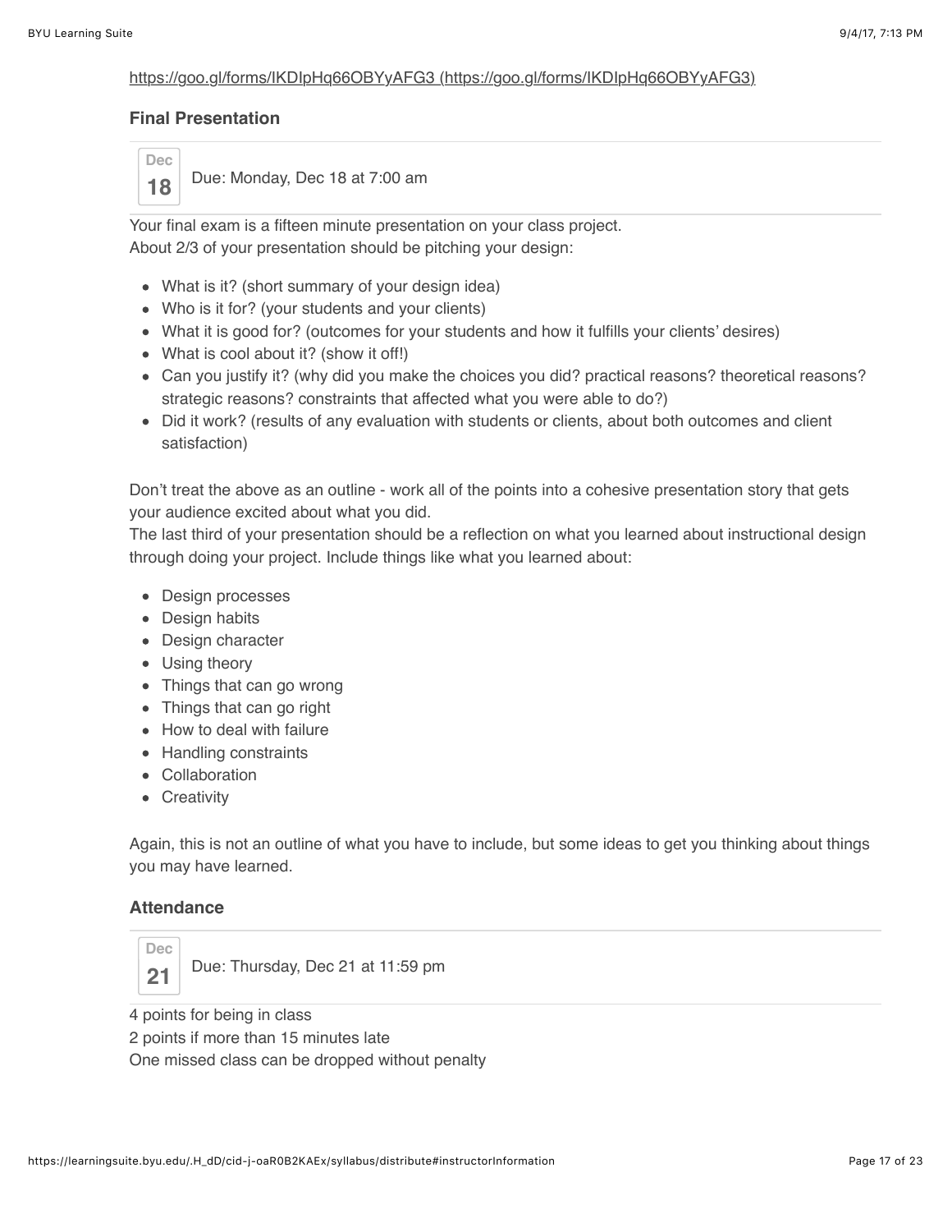https://goo.gl/forms/lKDlpHq66OBYyAFG3 (https://goo.gl/forms/lKDlpHq66OBYyAFG3)

### Final Presentation

Dec 18 Due: Monday, Dec 18 at 7:00 am

Your final exam is a fifteen minute presentation on your class project.
About 2/3 of your presentation should be pitching your design:

- What is it? (short summary of your design idea)
- Who is it for? (your students and your clients)
- What it is good for? (outcomes for your students and how it fulfills your clients' desires)
- What is cool about it? (show it off!)
- Can you justify it? (why did you make the choices you did? practical reasons? theoretical reasons? strategic reasons? constraints that affected what you were able to do?)
- Did it work? (results of any evaluation with students or clients, about both outcomes and client satisfaction)

Don't treat the above as an outline - work all of the points into a cohesive presentation story that gets your audience excited about what you did.
The last third of your presentation should be a reflection on what you learned about instructional design through doing your project. Include things like what you learned about:

- Design processes
- Design habits
- Design character
- Using theory
- Things that can go wrong
- Things that can go right
- How to deal with failure
- Handling constraints
- Collaboration
- Creativity

Again, this is not an outline of what you have to include, but some ideas to get you thinking about things you may have learned.

### Attendance

Dec 21 Due: Thursday, Dec 21 at 11:59 pm

4 points for being in class
2 points if more than 15 minutes late
One missed class can be dropped without penalty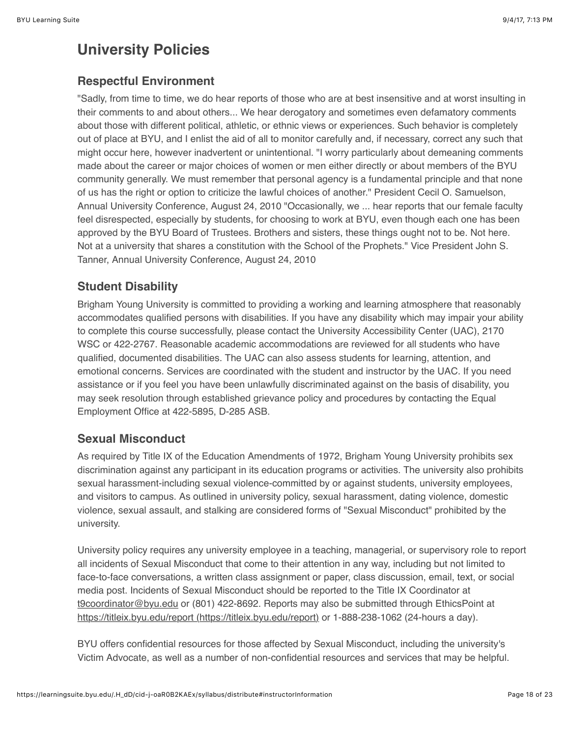# University Policies

## Respectful Environment

"Sadly, from time to time, we do hear reports of those who are at best insensitive and at worst insulting in their comments to and about others... We hear derogatory and sometimes even defamatory comments about those with different political, athletic, or ethnic views or experiences. Such behavior is completely out of place at BYU, and I enlist the aid of all to monitor carefully and, if necessary, correct any such that might occur here, however inadvertent or unintentional. "I worry particularly about demeaning comments made about the career or major choices of women or men either directly or about members of the BYU community generally. We must remember that personal agency is a fundamental principle and that none of us has the right or option to criticize the lawful choices of another." President Cecil O. Samuelson, Annual University Conference, August 24, 2010 "Occasionally, we ... hear reports that our female faculty feel disrespected, especially by students, for choosing to work at BYU, even though each one has been approved by the BYU Board of Trustees. Brothers and sisters, these things ought not to be. Not here. Not at a university that shares a constitution with the School of the Prophets." Vice President John S. Tanner, Annual University Conference, August 24, 2010

## Student Disability

Brigham Young University is committed to providing a working and learning atmosphere that reasonably accommodates qualified persons with disabilities. If you have any disability which may impair your ability to complete this course successfully, please contact the University Accessibility Center (UAC), 2170 WSC or 422-2767. Reasonable academic accommodations are reviewed for all students who have qualified, documented disabilities. The UAC can also assess students for learning, attention, and emotional concerns. Services are coordinated with the student and instructor by the UAC. If you need assistance or if you feel you have been unlawfully discriminated against on the basis of disability, you may seek resolution through established grievance policy and procedures by contacting the Equal Employment Office at 422-5895, D-285 ASB.

## Sexual Misconduct

As required by Title IX of the Education Amendments of 1972, Brigham Young University prohibits sex discrimination against any participant in its education programs or activities. The university also prohibits sexual harassment-including sexual violence-committed by or against students, university employees, and visitors to campus. As outlined in university policy, sexual harassment, dating violence, domestic violence, sexual assault, and stalking are considered forms of "Sexual Misconduct" prohibited by the university.

University policy requires any university employee in a teaching, managerial, or supervisory role to report all incidents of Sexual Misconduct that come to their attention in any way, including but not limited to face-to-face conversations, a written class assignment or paper, class discussion, email, text, or social media post. Incidents of Sexual Misconduct should be reported to the Title IX Coordinator at t9coordinator@byu.edu or (801) 422-8692. Reports may also be submitted through EthicsPoint at https://titleix.byu.edu/report (https://titleix.byu.edu/report) or 1-888-238-1062 (24-hours a day).

BYU offers confidential resources for those affected by Sexual Misconduct, including the university's Victim Advocate, as well as a number of non-confidential resources and services that may be helpful.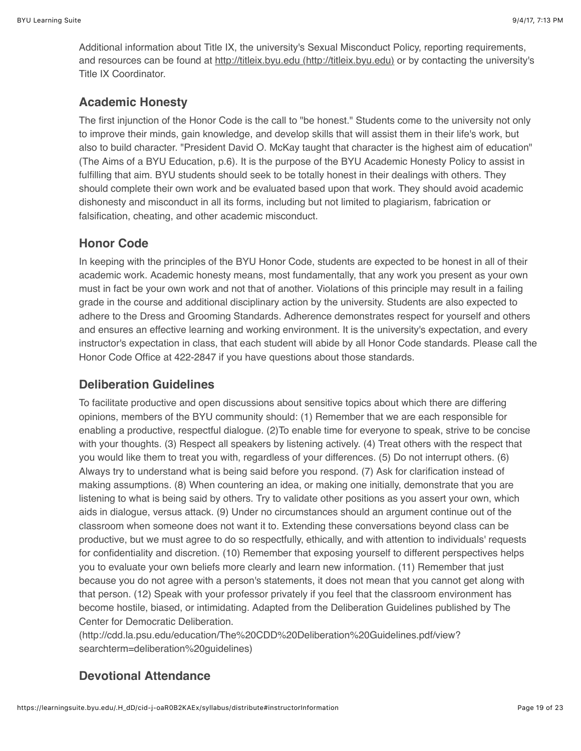Additional information about Title IX, the university's Sexual Misconduct Policy, reporting requirements, and resources can be found at http://titleix.byu.edu (http://titleix.byu.edu) or by contacting the university's Title IX Coordinator.

## Academic Honesty

The first injunction of the Honor Code is the call to "be honest." Students come to the university not only to improve their minds, gain knowledge, and develop skills that will assist them in their life's work, but also to build character. "President David O. McKay taught that character is the highest aim of education" (The Aims of a BYU Education, p.6). It is the purpose of the BYU Academic Honesty Policy to assist in fulfilling that aim. BYU students should seek to be totally honest in their dealings with others. They should complete their own work and be evaluated based upon that work. They should avoid academic dishonesty and misconduct in all its forms, including but not limited to plagiarism, fabrication or falsification, cheating, and other academic misconduct.

## Honor Code

In keeping with the principles of the BYU Honor Code, students are expected to be honest in all of their academic work. Academic honesty means, most fundamentally, that any work you present as your own must in fact be your own work and not that of another. Violations of this principle may result in a failing grade in the course and additional disciplinary action by the university. Students are also expected to adhere to the Dress and Grooming Standards. Adherence demonstrates respect for yourself and others and ensures an effective learning and working environment. It is the university's expectation, and every instructor's expectation in class, that each student will abide by all Honor Code standards. Please call the Honor Code Office at 422-2847 if you have questions about those standards.

## Deliberation Guidelines

To facilitate productive and open discussions about sensitive topics about which there are differing opinions, members of the BYU community should: (1) Remember that we are each responsible for enabling a productive, respectful dialogue. (2)To enable time for everyone to speak, strive to be concise with your thoughts. (3) Respect all speakers by listening actively. (4) Treat others with the respect that you would like them to treat you with, regardless of your differences. (5) Do not interrupt others. (6) Always try to understand what is being said before you respond. (7) Ask for clarification instead of making assumptions. (8) When countering an idea, or making one initially, demonstrate that you are listening to what is being said by others. Try to validate other positions as you assert your own, which aids in dialogue, versus attack. (9) Under no circumstances should an argument continue out of the classroom when someone does not want it to. Extending these conversations beyond class can be productive, but we must agree to do so respectfully, ethically, and with attention to individuals' requests for confidentiality and discretion. (10) Remember that exposing yourself to different perspectives helps you to evaluate your own beliefs more clearly and learn new information. (11) Remember that just because you do not agree with a person's statements, it does not mean that you cannot get along with that person. (12) Speak with your professor privately if you feel that the classroom environment has become hostile, biased, or intimidating. Adapted from the Deliberation Guidelines published by The Center for Democratic Deliberation. (http://cdd.la.psu.edu/education/The%20CDD%20Deliberation%20Guidelines.pdf/view?searchterm=deliberation%20guidelines)

## Devotional Attendance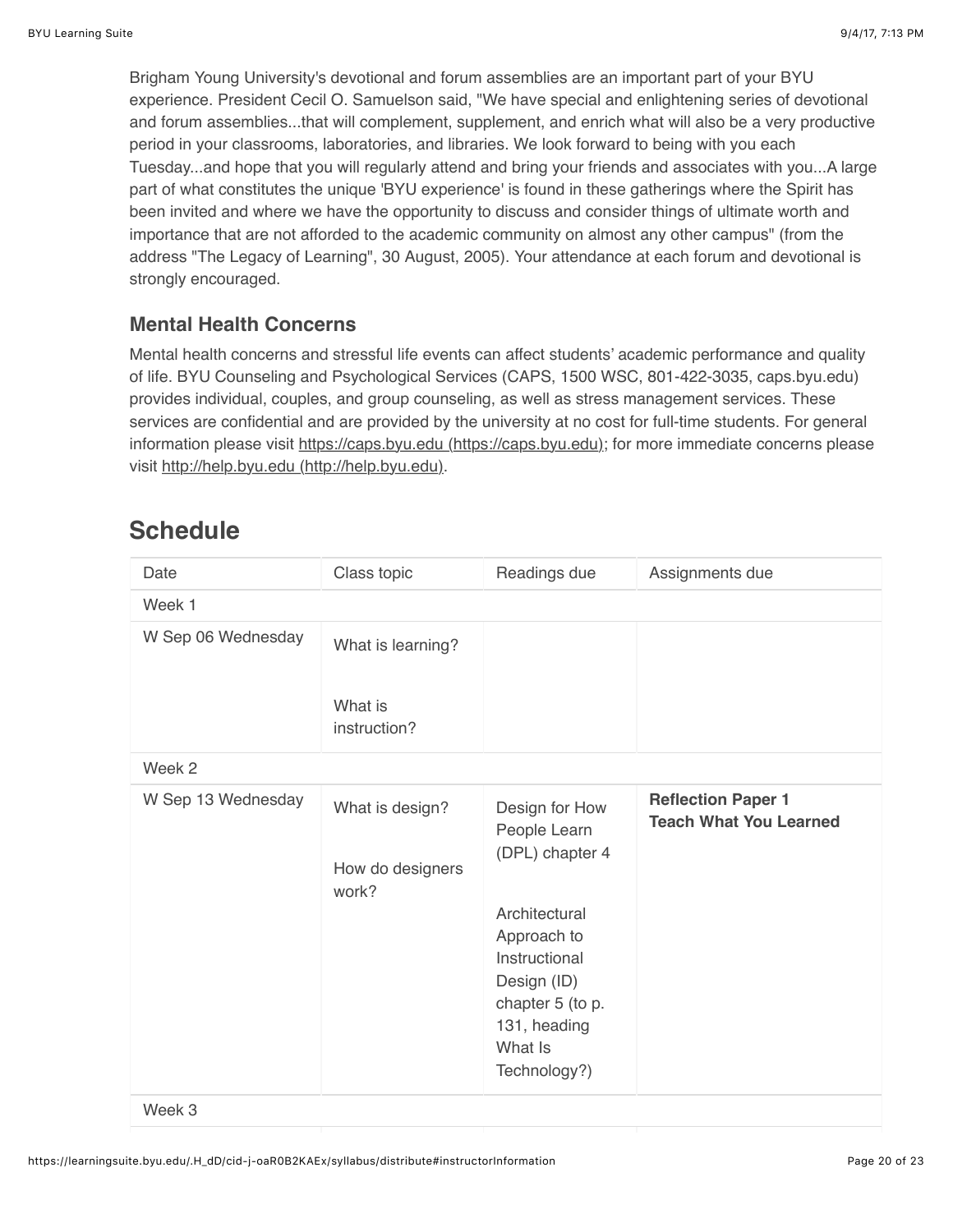Brigham Young University's devotional and forum assemblies are an important part of your BYU experience. President Cecil O. Samuelson said, "We have special and enlightening series of devotional and forum assemblies...that will complement, supplement, and enrich what will also be a very productive period in your classrooms, laboratories, and libraries. We look forward to being with you each Tuesday...and hope that you will regularly attend and bring your friends and associates with you...A large part of what constitutes the unique 'BYU experience' is found in these gatherings where the Spirit has been invited and where we have the opportunity to discuss and consider things of ultimate worth and importance that are not afforded to the academic community on almost any other campus" (from the address "The Legacy of Learning", 30 August, 2005). Your attendance at each forum and devotional is strongly encouraged.

### Mental Health Concerns

Mental health concerns and stressful life events can affect students' academic performance and quality of life. BYU Counseling and Psychological Services (CAPS, 1500 WSC, 801-422-3035, caps.byu.edu) provides individual, couples, and group counseling, as well as stress management services. These services are confidential and are provided by the university at no cost for full-time students. For general information please visit https://caps.byu.edu (https://caps.byu.edu); for more immediate concerns please visit http://help.byu.edu (http://help.byu.edu).

## Schedule

| Date | Class topic | Readings due | Assignments due |
|---|---|---|---|
| Week 1 | | | |
| W Sep 06 Wednesday | What is learning?<br><br>What is instruction? | | |
| Week 2 | | | |
| W Sep 13 Wednesday | What is design?<br><br>How do designers work? | Design for How People Learn (DPL) chapter 4<br><br>Architectural Approach to Instructional Design (ID) chapter 5 (to p. 131, heading What Is Technology?) | **Reflection Paper 1**<br>**Teach What You Learned** |
| Week 3 | | | |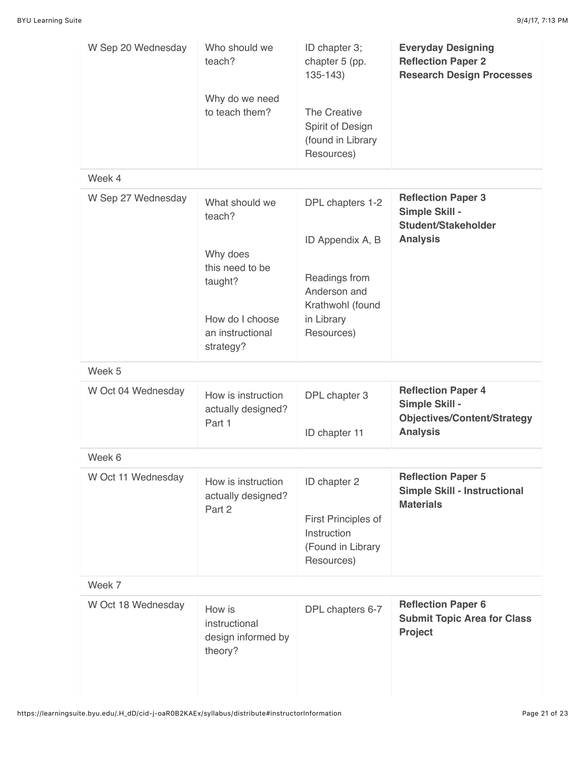| | | | |
|---|---|---|---|
| W Sep 20 Wednesday | Who should we teach?<br><br>Why do we need to teach them? | ID chapter 3; chapter 5 (pp. 135-143)<br><br>The Creative Spirit of Design (found in Library Resources) | **Everyday Designing**<br>**Reflection Paper 2**<br>**Research Design Processes** |
| Week 4 | | | |
| W Sep 27 Wednesday | What should we teach?<br><br>Why does this need to be taught?<br><br>How do I choose an instructional strategy? | DPL chapters 1-2<br><br>ID Appendix A, B<br><br>Readings from Anderson and Krathwohl (found in Library Resources) | **Reflection Paper 3**<br>**Simple Skill - Student/Stakeholder Analysis** |
| Week 5 | | | |
| W Oct 04 Wednesday | How is instruction actually designed? Part 1 | DPL chapter 3<br><br>ID chapter 11 | **Reflection Paper 4**<br>**Simple Skill - Objectives/Content/Strategy Analysis** |
| Week 6 | | | |
| W Oct 11 Wednesday | How is instruction actually designed? Part 2 | ID chapter 2<br><br>First Principles of Instruction (Found in Library Resources) | **Reflection Paper 5**<br>**Simple Skill - Instructional Materials** |
| Week 7 | | | |
| W Oct 18 Wednesday | How is instructional design informed by theory? | DPL chapters 6-7 | **Reflection Paper 6**<br>**Submit Topic Area for Class Project** |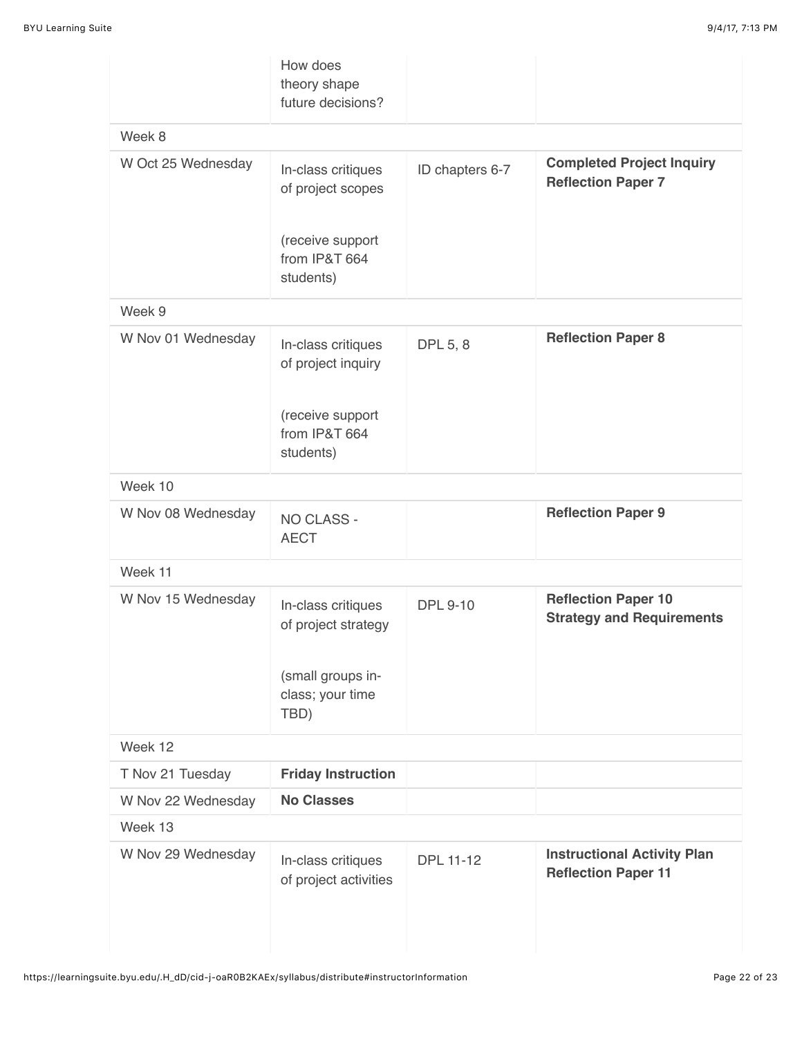| | | | |
|---|---|---|---|
| | How does theory shape future decisions? | | |
| Week 8 | | | |
| W Oct 25 Wednesday | In-class critiques of project scopes<br><br>(receive support from IP&T 664 students) | ID chapters 6-7 | **Completed Project Inquiry**<br>**Reflection Paper 7** |
| Week 9 | | | |
| W Nov 01 Wednesday | In-class critiques of project inquiry<br><br>(receive support from IP&T 664 students) | DPL 5, 8 | **Reflection Paper 8** |
| Week 10 | | | |
| W Nov 08 Wednesday | NO CLASS - AECT | | **Reflection Paper 9** |
| Week 11 | | | |
| W Nov 15 Wednesday | In-class critiques of project strategy<br><br>(small groups in-class; your time TBD) | DPL 9-10 | **Reflection Paper 10**<br>**Strategy and Requirements** |
| Week 12 | | | |
| T Nov 21 Tuesday | **Friday Instruction** | | |
| W Nov 22 Wednesday | **No Classes** | | |
| Week 13 | | | |
| W Nov 29 Wednesday | In-class critiques of project activities | DPL 11-12 | **Instructional Activity Plan**<br>**Reflection Paper 11** |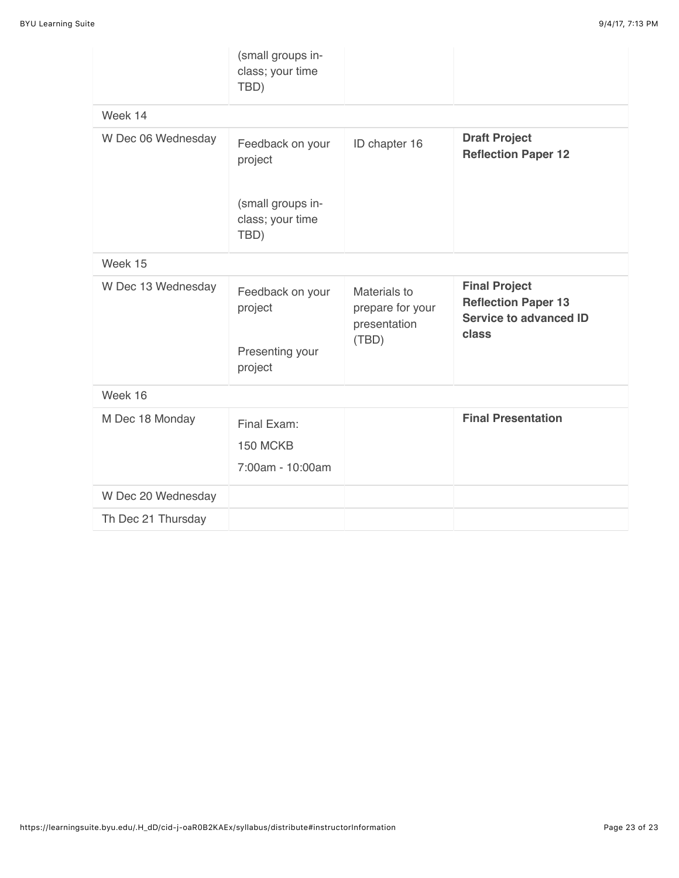| | | | |
|---|---|---|---|
| | (small groups in-class; your time TBD) | | |
| Week 14 | | | |
| W Dec 06 Wednesday | Feedback on your project<br><br>(small groups in-class; your time TBD) | ID chapter 16 | **Draft Project**<br>**Reflection Paper 12** |
| Week 15 | | | |
| W Dec 13 Wednesday | Feedback on your project<br><br>Presenting your project | Materials to prepare for your presentation (TBD) | **Final Project**<br>**Reflection Paper 13**<br>**Service to advanced ID class** |
| Week 16 | | | |
| M Dec 18 Monday | Final Exam:<br>150 MCKB<br>7:00am - 10:00am | | **Final Presentation** |
| W Dec 20 Wednesday | | | |
| Th Dec 21 Thursday | | | |